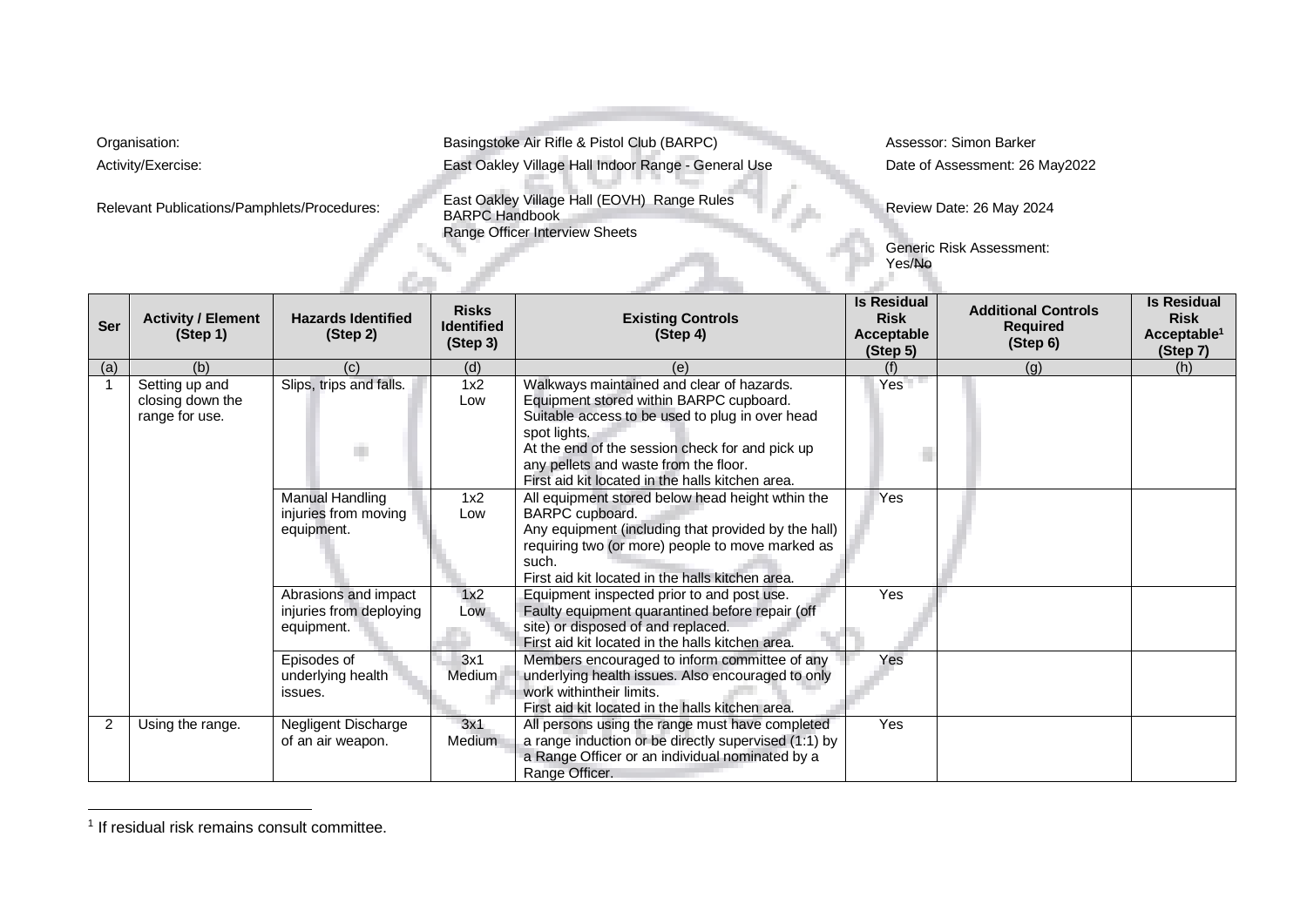| | | | |
|---|---|---|---|
| Organisation: | Basingstoke Air Rifle & Pistol Club (BARPC) | Assessor: Simon Barker |
| Activity/Exercise: | East Oakley Village Hall Indoor Range - General Use | Date of Assessment: 26 May2022 |
| Relevant Publications/Pamphlets/Procedures: | East Oakley Village Hall (EOVH) Range Rules<br>BARPC Handbook<br>Range Officer Interview Sheets | Review Date: 26 May 2024<br><br>Generic Risk Assessment: Yes/~~No~~ |

| Ser | Activity / Element (Step 1) | Hazards Identified (Step 2) | Risks Identified (Step 3) | Existing Controls (Step 4) | Is Residual Risk Acceptable (Step 5) | Additional Controls Required (Step 6) | Is Residual Risk Acceptable[1] (Step 7) |
|---|---|---|---|---|---|---|---|
| (a) | (b) | (c) | (d) | (e) | (f) | (g) | (h) |
| 1 | Setting up and closing down the range for use. | Slips, trips and falls. | 1x2 Low | Walkways maintained and clear of hazards. Equipment stored within BARPC cupboard. Suitable access to be used to plug in over head spot lights. At the end of the session check for and pick up any pellets and waste from the floor. First aid kit located in the halls kitchen area. | Yes | | |
| | | Manual Handling injuries from moving equipment. | 1x2 Low | All equipment stored below head height wthin the BARPC cupboard. Any equipment (including that provided by the hall) requiring two (or more) people to move marked as such. First aid kit located in the halls kitchen area. | Yes | | |
| | | Abrasions and impact injuries from deploying equipment. | 1x2 Low | Equipment inspected prior to and post use. Faulty equipment quarantined before repair (off site) or disposed of and replaced. First aid kit located in the halls kitchen area. | Yes | | |
| | | Episodes of underlying health issues. | 3x1 Medium | Members encouraged to inform committee of any underlying health issues. Also encouraged to only work withintheir limits. First aid kit located in the halls kitchen area. | Yes | | |
| 2 | Using the range. | Negligent Discharge of an air weapon. | 3x1 Medium | All persons using the range must have completed a range induction or be directly supervised (1:1) by a Range Officer or an individual nominated by a Range Officer. | Yes | | |

[1] If residual risk remains consult committee.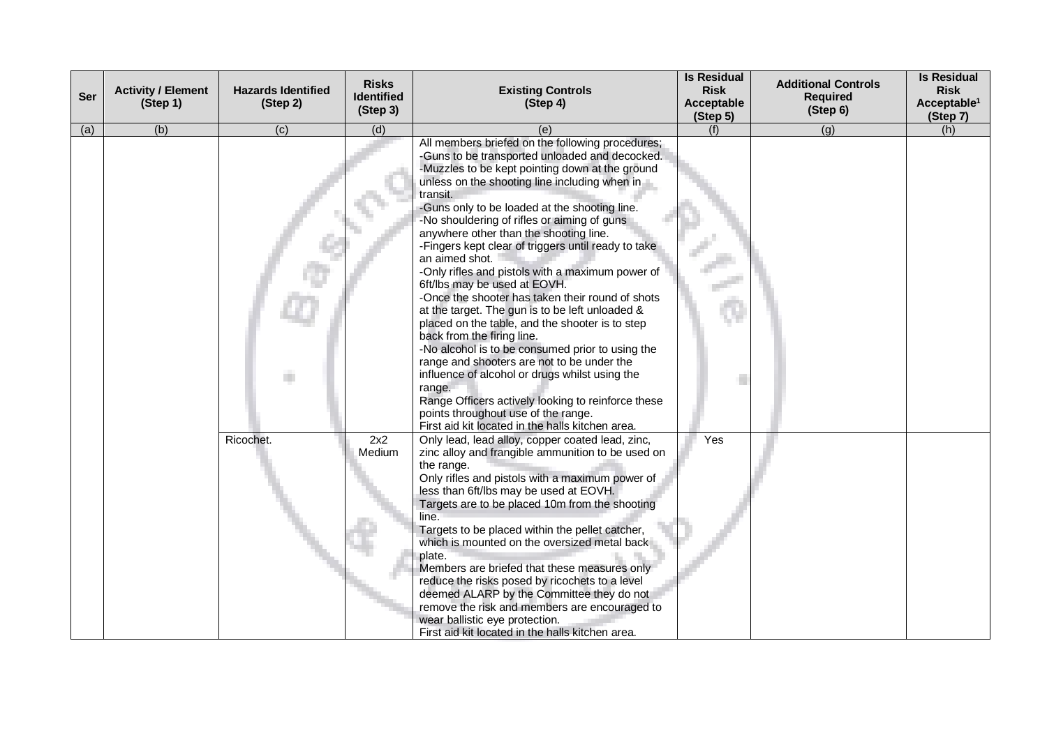| Ser | Activity / Element (Step 1) | Hazards Identified (Step 2) | Risks Identified (Step 3) | Existing Controls (Step 4) | Is Residual Risk Acceptable (Step 5) | Additional Controls Required (Step 6) | Is Residual Risk Acceptable[1] (Step 7) |
|---|---|---|---|---|---|---|---|
| (a) | (b) | (c) | (d) | (e) | (f) | (g) | (h) |
| | | | | All members briefed on the following procedures;<br>-Guns to be transported unloaded and decocked.<br>-Muzzles to be kept pointing down at the ground unless on the shooting line including when in transit.<br>-Guns only to be loaded at the shooting line.<br>-No shouldering of rifles or aiming of guns anywhere other than the shooting line.<br>-Fingers kept clear of triggers until ready to take an aimed shot.<br>-Only rifles and pistols with a maximum power of 6ft/lbs may be used at EOVH.<br>-Once the shooter has taken their round of shots at the target. The gun is to be left unloaded & placed on the table, and the shooter is to step back from the firing line.<br>-No alcohol is to be consumed prior to using the range and shooters are not to be under the influence of alcohol or drugs whilst using the range.<br>Range Officers actively looking to reinforce these points throughout use of the range.<br>First aid kit located in the halls kitchen area. | | | |
| | | Ricochet. | 2x2 Medium | Only lead, lead alloy, copper coated lead, zinc, zinc alloy and frangible ammunition to be used on the range.<br>Only rifles and pistols with a maximum power of less than 6ft/lbs may be used at EOVH.<br>Targets are to be placed 10m from the shooting line.<br>Targets to be placed within the pellet catcher, which is mounted on the oversized metal back plate.<br>Members are briefed that these measures only reduce the risks posed by ricochets to a level deemed ALARP by the Committee they do not remove the risk and members are encouraged to wear ballistic eye protection.<br>First aid kit located in the halls kitchen area. | Yes | | |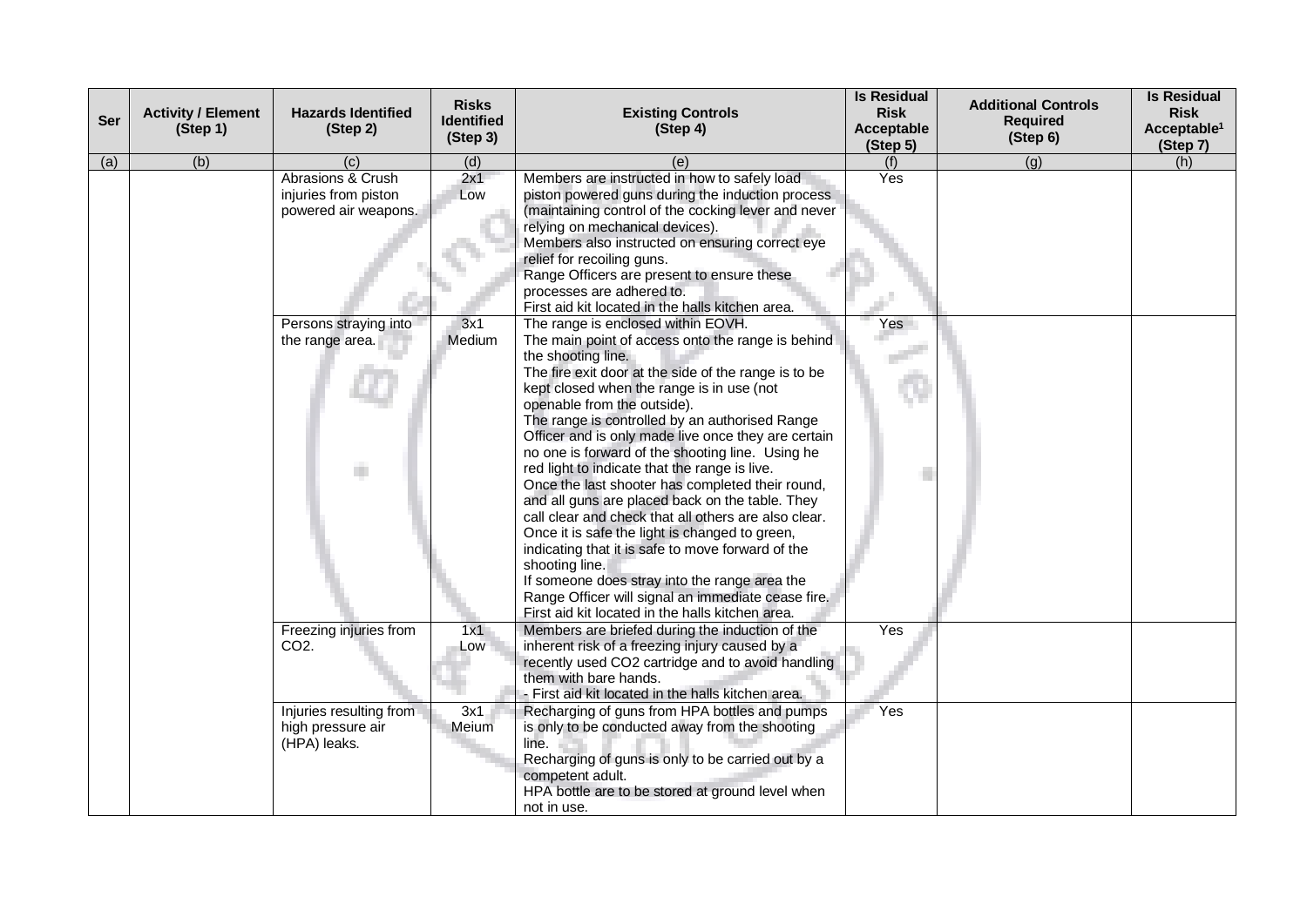| Ser | Activity / Element (Step 1) | Hazards Identified (Step 2) | Risks Identified (Step 3) | Existing Controls (Step 4) | Is Residual Risk Acceptable (Step 5) | Additional Controls Required (Step 6) | Is Residual Risk Acceptable[1] (Step 7) |
|---|---|---|---|---|---|---|---|
| (a) | (b) | (c) | (d) | (e) | (f) | (g) | (h) |
| | | Abrasions & Crush injuries from piston powered air weapons. | 2x1 Low | Members are instructed in how to safely load piston powered guns during the induction process (maintaining control of the cocking lever and never relying on mechanical devices).<br>Members also instructed on ensuring correct eye relief for recoiling guns.<br>Range Officers are present to ensure these processes are adhered to.<br>First aid kit located in the halls kitchen area. | Yes | | |
| | | Persons straying into the range area. | 3x1 Medium | The range is enclosed within EOVH.<br>The main point of access onto the range is behind the shooting line.<br>The fire exit door at the side of the range is to be kept closed when the range is in use (not openable from the outside).<br>The range is controlled by an authorised Range Officer and is only made live once they are certain no one is forward of the shooting line. Using he red light to indicate that the range is live.<br>Once the last shooter has completed their round, and all guns are placed back on the table. They call clear and check that all others are also clear. Once it is safe the light is changed to green, indicating that it is safe to move forward of the shooting line.<br>If someone does stray into the range area the Range Officer will signal an immediate cease fire.<br>First aid kit located in the halls kitchen area. | Yes | | |
| | | Freezing injuries from CO2. | 1x1 Low | Members are briefed during the induction of the inherent risk of a freezing injury caused by a recently used CO2 cartridge and to avoid handling them with bare hands.<br>- First aid kit located in the halls kitchen area. | Yes | | |
| | | Injuries resulting from high pressure air (HPA) leaks. | 3x1 Meium | Recharging of guns from HPA bottles and pumps is only to be conducted away from the shooting line.<br>Recharging of guns is only to be carried out by a competent adult.<br>HPA bottle are to be stored at ground level when not in use. | Yes | | |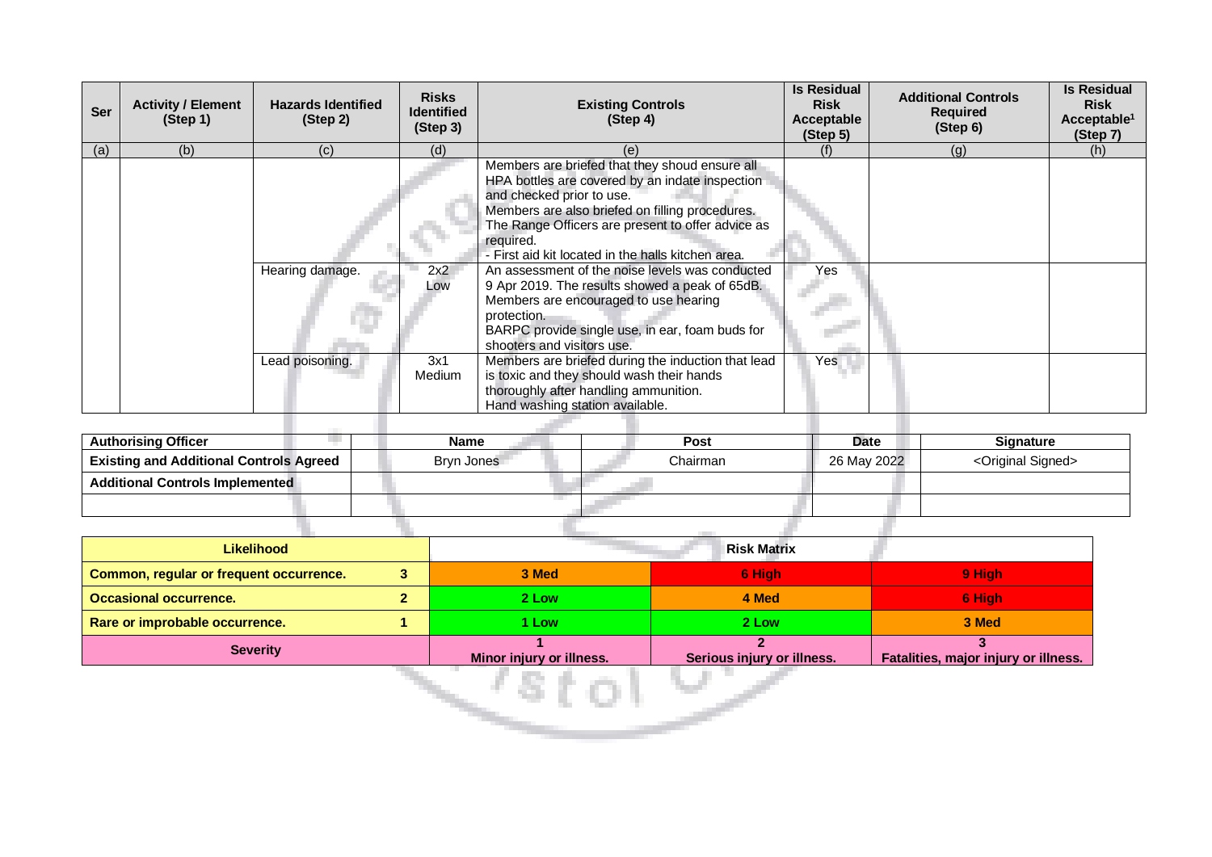| Ser | Activity / Element (Step 1) | Hazards Identified (Step 2) | Risks Identified (Step 3) | Existing Controls (Step 4) | Is Residual Risk Acceptable (Step 5) | Additional Controls Required (Step 6) | Is Residual Risk Acceptable[1] (Step 7) |
|---|---|---|---|---|---|---|---|
| (a) | (b) | (c) | (d) | (e) | (f) | (g) | (h) |
| | | | | Members are briefed that they shoud ensure all HPA bottles are covered by an indate inspection and checked prior to use.<br>Members are also briefed on filling procedures.<br>The Range Officers are present to offer advice as required.<br>- First aid kit located in the halls kitchen area. | | | |
| | | Hearing damage. | 2x2 Low | An assessment of the noise levels was conducted 9 Apr 2019. The results showed a peak of 65dB.<br>Members are encouraged to use hearing protection.<br>BARPC provide single use, in ear, foam buds for shooters and visitors use. | Yes | | |
| | | Lead poisoning. | 3x1 Medium | Members are briefed during the induction that lead is toxic and they should wash their hands thoroughly after handling ammunition.<br>Hand washing station available. | Yes | | |

| Authorising Officer | Name | Post | Date | Signature |
|---|---|---|---|---|
| Existing and Additional Controls Agreed | Bryn Jones | Chairman | 26 May 2022 | <Original Signed> |
| Additional Controls Implemented | | | | |
| | | | | |

| Likelihood | | Risk Matrix | | |
|---|---|---|---|---|
| Common, regular or frequent occurrence. | 3 | 3 Med | 6 High | 9 High |
| Occasional occurrence. | 2 | 2 Low | 4 Med | 6 High |
| Rare or improbable occurrence. | 1 | 1 Low | 2 Low | 3 Med |
| Severity | | 1<br>Minor injury or illness. | 2<br>Serious injury or illness. | 3<br>Fatalities, major injury or illness. |